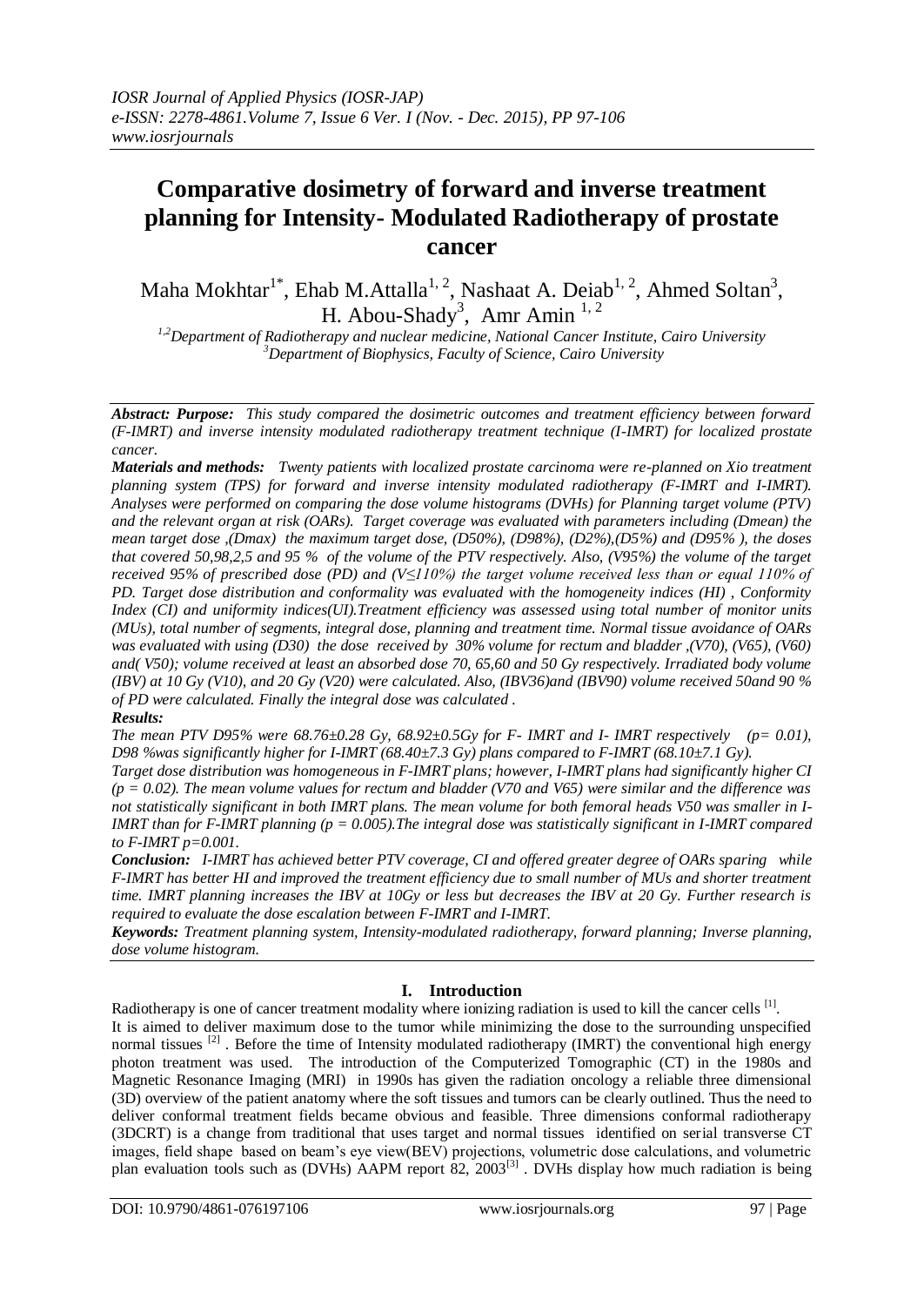# Comparative dosimetry of forward and inverse treatment planning for Intensity- Modulated Radiotherapy of prostate cancer

Maha Mokhtar[1*], Ehab M.Attalla[1, 2], Nashaat A. Deiab[1, 2], Ahmed Soltan[3], H. Abou-Shady[3], Amr Amin [1, 2]

[1,2]Department of Radiotherapy and nuclear medicine, National Cancer Institute, Cairo University
[3]Department of Biophysics, Faculty of Science, Cairo University

***Abstract: Purpose:*** *This study compared the dosimetric outcomes and treatment efficiency between forward (F-IMRT) and inverse intensity modulated radiotherapy treatment technique (I-IMRT) for localized prostate cancer.*

***Materials and methods:*** *Twenty patients with localized prostate carcinoma were re-planned on Xio treatment planning system (TPS) for forward and inverse intensity modulated radiotherapy (F-IMRT and I-IMRT). Analyses were performed on comparing the dose volume histograms (DVHs) for Planning target volume (PTV) and the relevant organ at risk (OARs). Target coverage was evaluated with parameters including (Dmean) the mean target dose ,(Dmax) the maximum target dose, (D50%), (D98%), (D2%),(D5%) and (D95% ), the doses that covered 50,98,2,5 and 95 % of the volume of the PTV respectively. Also, (V95%) the volume of the target received 95% of prescribed dose (PD) and (V≤110%) the target volume received less than or equal 110% of PD. Target dose distribution and conformality was evaluated with the homogeneity indices (HI) , Conformity Index (CI) and uniformity indices(UI).Treatment efficiency was assessed using total number of monitor units (MUs), total number of segments, integral dose, planning and treatment time. Normal tissue avoidance of OARs was evaluated with using (D30) the dose received by 30% volume for rectum and bladder ,(V70), (V65), (V60) and( V50); volume received at least an absorbed dose 70, 65,60 and 50 Gy respectively. Irradiated body volume (IBV) at 10 Gy (V10), and 20 Gy (V20) were calculated. Also, (IBV36)and (IBV90) volume received 50and 90 % of PD were calculated. Finally the integral dose was calculated .*

***Results:***

*The mean PTV D95% were 68.76±0.28 Gy, 68.92±0.5Gy for F- IMRT and I- IMRT respectively (p= 0.01), D98 %was significantly higher for I-IMRT (68.40±7.3 Gy) plans compared to F-IMRT (68.10±7.1 Gy).*

*Target dose distribution was homogeneous in F-IMRT plans; however, I-IMRT plans had significantly higher CI (p = 0.02). The mean volume values for rectum and bladder (V70 and V65) were similar and the difference was not statistically significant in both IMRT plans. The mean volume for both femoral heads V50 was smaller in I-IMRT than for F-IMRT planning (p = 0.005).The integral dose was statistically significant in I-IMRT compared to F-IMRT p=0.001.*

***Conclusion:*** *I-IMRT has achieved better PTV coverage, CI and offered greater degree of OARs sparing while F-IMRT has better HI and improved the treatment efficiency due to small number of MUs and shorter treatment time. IMRT planning increases the IBV at 10Gy or less but decreases the IBV at 20 Gy. Further research is required to evaluate the dose escalation between F-IMRT and I-IMRT.*

***Keywords:*** *Treatment planning system, Intensity-modulated radiotherapy, forward planning; Inverse planning, dose volume histogram.*

## I. Introduction

Radiotherapy is one of cancer treatment modality where ionizing radiation is used to kill the cancer cells [1].

It is aimed to deliver maximum dose to the tumor while minimizing the dose to the surrounding unspecified normal tissues [2] . Before the time of Intensity modulated radiotherapy (IMRT) the conventional high energy photon treatment was used. The introduction of the Computerized Tomographic (CT) in the 1980s and Magnetic Resonance Imaging (MRI) in 1990s has given the radiation oncology a reliable three dimensional (3D) overview of the patient anatomy where the soft tissues and tumors can be clearly outlined. Thus the need to deliver conformal treatment fields became obvious and feasible. Three dimensions conformal radiotherapy (3DCRT) is a change from traditional that uses target and normal tissues identified on serial transverse CT images, field shape based on beam's eye view(BEV) projections, volumetric dose calculations, and volumetric plan evaluation tools such as (DVHs) AAPM report 82, 2003[3] . DVHs display how much radiation is being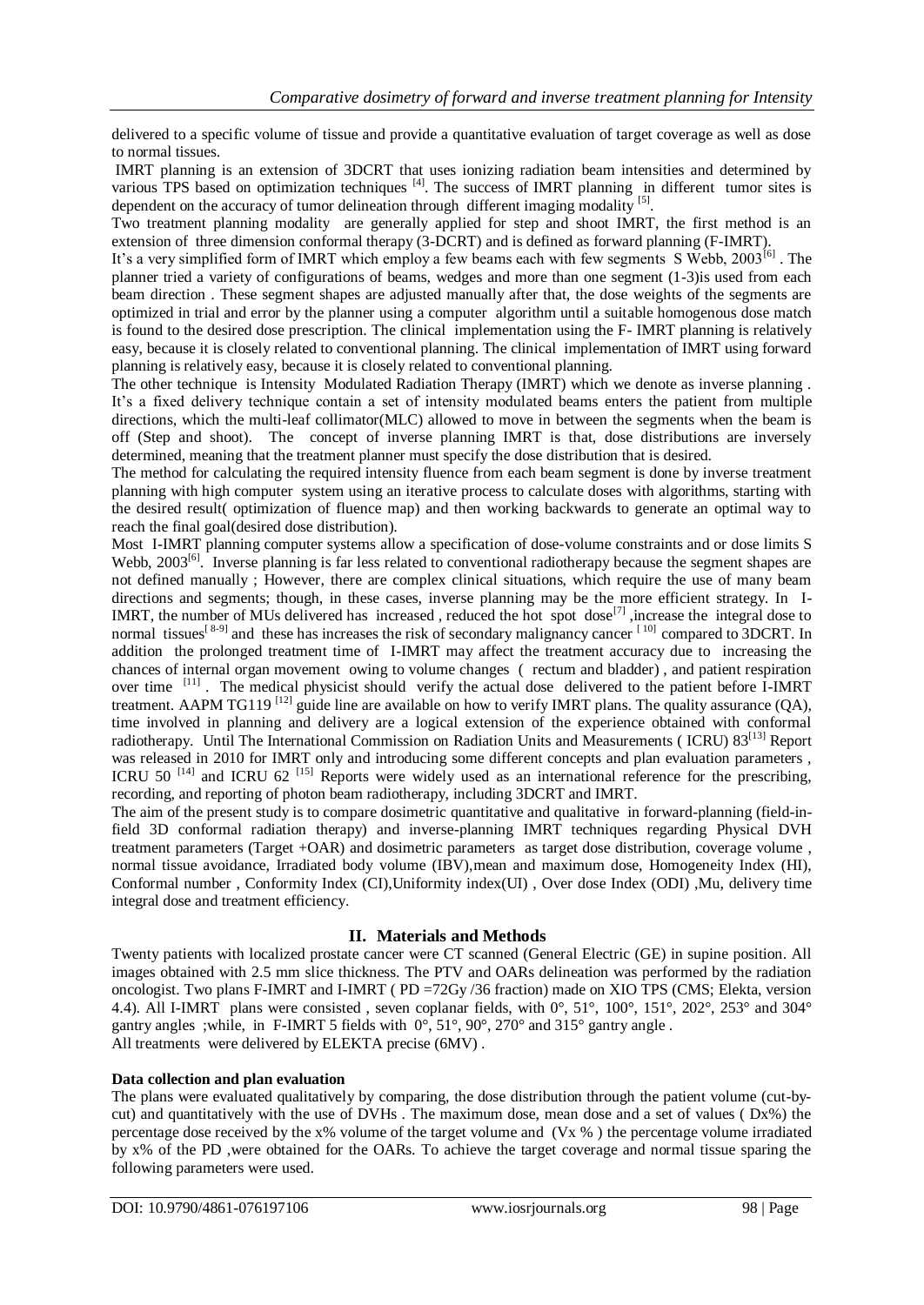delivered to a specific volume of tissue and provide a quantitative evaluation of target coverage as well as dose to normal tissues.

IMRT planning is an extension of 3DCRT that uses ionizing radiation beam intensities and determined by various TPS based on optimization techniques [4]. The success of IMRT planning in different tumor sites is dependent on the accuracy of tumor delineation through different imaging modality [5].

Two treatment planning modality are generally applied for step and shoot IMRT, the first method is an extension of three dimension conformal therapy (3-DCRT) and is defined as forward planning (F-IMRT).

It's a very simplified form of IMRT which employ a few beams each with few segments S Webb, 2003[6]. The planner tried a variety of configurations of beams, wedges and more than one segment (1-3)is used from each beam direction . These segment shapes are adjusted manually after that, the dose weights of the segments are optimized in trial and error by the planner using a computer algorithm until a suitable homogenous dose match is found to the desired dose prescription. The clinical implementation using the F- IMRT planning is relatively easy, because it is closely related to conventional planning. The clinical implementation of IMRT using forward planning is relatively easy, because it is closely related to conventional planning.

The other technique is Intensity Modulated Radiation Therapy (IMRT) which we denote as inverse planning . It's a fixed delivery technique contain a set of intensity modulated beams enters the patient from multiple directions, which the multi-leaf collimator(MLC) allowed to move in between the segments when the beam is off (Step and shoot). The concept of inverse planning IMRT is that, dose distributions are inversely determined, meaning that the treatment planner must specify the dose distribution that is desired.

The method for calculating the required intensity fluence from each beam segment is done by inverse treatment planning with high computer system using an iterative process to calculate doses with algorithms, starting with the desired result( optimization of fluence map) and then working backwards to generate an optimal way to reach the final goal(desired dose distribution).

Most I-IMRT planning computer systems allow a specification of dose-volume constraints and or dose limits S Webb, 2003[6]. Inverse planning is far less related to conventional radiotherapy because the segment shapes are not defined manually ; However, there are complex clinical situations, which require the use of many beam directions and segments; though, in these cases, inverse planning may be the more efficient strategy. In I-IMRT, the number of MUs delivered has increased , reduced the hot spot dose[7] ,increase the integral dose to normal tissues[8-9] and these has increases the risk of secondary malignancy cancer [10] compared to 3DCRT. In addition the prolonged treatment time of I-IMRT may affect the treatment accuracy due to increasing the chances of internal organ movement owing to volume changes ( rectum and bladder) , and patient respiration over time [11] . The medical physicist should verify the actual dose delivered to the patient before I-IMRT treatment. AAPM TG119 [12] guide line are available on how to verify IMRT plans. The quality assurance (QA), time involved in planning and delivery are a logical extension of the experience obtained with conformal radiotherapy. Until The International Commission on Radiation Units and Measurements ( ICRU) 83[13] Report was released in 2010 for IMRT only and introducing some different concepts and plan evaluation parameters , ICRU 50 [14] and ICRU 62 [15] Reports were widely used as an international reference for the prescribing, recording, and reporting of photon beam radiotherapy, including 3DCRT and IMRT.

The aim of the present study is to compare dosimetric quantitative and qualitative in forward-planning (field-in-field 3D conformal radiation therapy) and inverse-planning IMRT techniques regarding Physical DVH treatment parameters (Target +OAR) and dosimetric parameters as target dose distribution, coverage volume , normal tissue avoidance, Irradiated body volume (IBV),mean and maximum dose, Homogeneity Index (HI), Conformal number , Conformity Index (CI),Uniformity index(UI) , Over dose Index (ODI) ,Mu, delivery time integral dose and treatment efficiency.

## II. Materials and Methods

Twenty patients with localized prostate cancer were CT scanned (General Electric (GE) in supine position. All images obtained with 2.5 mm slice thickness. The PTV and OARs delineation was performed by the radiation oncologist. Two plans F-IMRT and I-IMRT ( PD =72Gy /36 fraction) made on XIO TPS (CMS; Elekta, version 4.4). All I-IMRT plans were consisted , seven coplanar fields, with 0°, 51°, 100°, 151°, 202°, 253° and 304° gantry angles ;while, in F-IMRT 5 fields with 0°, 51°, 90°, 270° and 315° gantry angle .

All treatments were delivered by ELEKTA precise (6MV) .

**Data collection and plan evaluation**

The plans were evaluated qualitatively by comparing, the dose distribution through the patient volume (cut-by-cut) and quantitatively with the use of DVHs . The maximum dose, mean dose and a set of values ( Dx%) the percentage dose received by the x% volume of the target volume and (Vx % ) the percentage volume irradiated by x% of the PD ,were obtained for the OARs. To achieve the target coverage and normal tissue sparing the following parameters were used.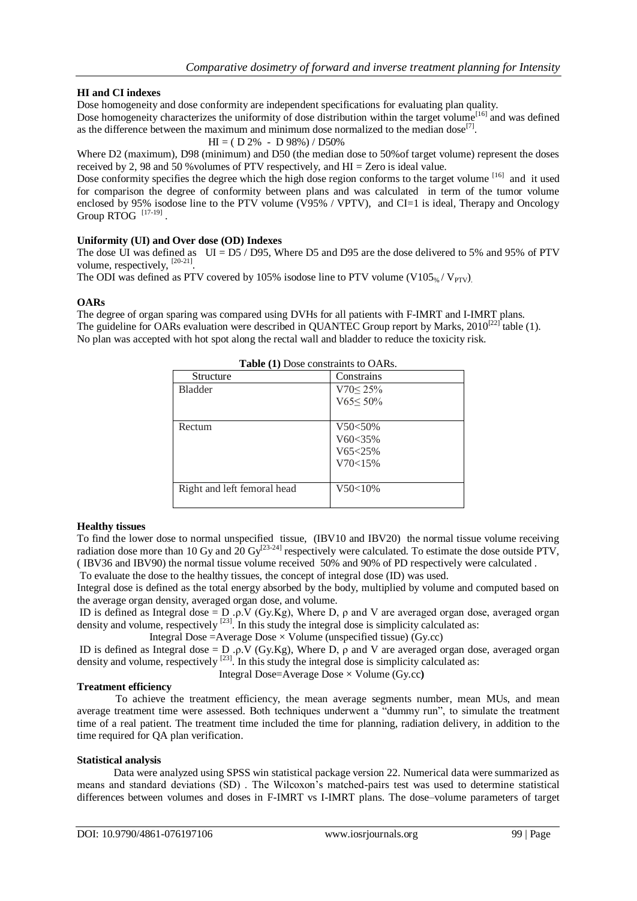### HI and CI indexes

Dose homogeneity and dose conformity are independent specifications for evaluating plan quality.

Dose homogeneity characterizes the uniformity of dose distribution within the target volume[16] and was defined as the difference between the maximum and minimum dose normalized to the median dose[7].

$$HI = (D\,2\% - D\,98\%) / D50\%$$

Where D2 (maximum), D98 (minimum) and D50 (the median dose to 50%of target volume) represent the doses received by 2, 98 and 50 %volumes of PTV respectively, and HI = Zero is ideal value.

Dose conformity specifies the degree which the high dose region conforms to the target volume [16] and it used for comparison the degree of conformity between plans and was calculated in term of the tumor volume enclosed by 95% isodose line to the PTV volume (V95% / VPTV), and CI=1 is ideal, Therapy and Oncology Group RTOG [17-19].

### Uniformity (UI) and Over dose (OD) Indexes

The dose UI was defined as $UI = D5 / D95$, Where D5 and D95 are the dose delivered to 5% and 95% of PTV volume, respectively, [20-21].

The ODI was defined as PTV covered by 105% isodose line to PTV volume ($V105_{\%} / V_{PTV}$).

### OARs

The degree of organ sparing was compared using DVHs for all patients with F-IMRT and I-IMRT plans.
The guideline for OARs evaluation were described in QUANTEC Group report by Marks, 2010[22] table (1).
No plan was accepted with hot spot along the rectal wall and bladder to reduce the toxicity risk.

**Table (1)** Dose constraints to OARs.

| Structure | Constrains |
| --- | --- |
| Bladder | V70≤ 25%<br>V65≤ 50% |
| Rectum | V50<50%<br>V60<35%<br>V65<25%<br>V70<15% |
| Right and left femoral head | V50<10% |

### Healthy tissues

To find the lower dose to normal unspecified tissue, (IBV10 and IBV20) the normal tissue volume receiving radiation dose more than 10 Gy and 20 Gy[23-24] respectively were calculated. To estimate the dose outside PTV, ( IBV36 and IBV90) the normal tissue volume received 50% and 90% of PD respectively were calculated .

To evaluate the dose to the healthy tissues, the concept of integral dose (ID) was used.

Integral dose is defined as the total energy absorbed by the body, multiplied by volume and computed based on the average organ density, averaged organ dose, and volume.

ID is defined as Integral dose = D .ρ.V (Gy.Kg), Where D, ρ and V are averaged organ dose, averaged organ density and volume, respectively [23]. In this study the integral dose is simplicity calculated as:

Integral Dose =Average Dose × Volume (unspecified tissue) (Gy.cc)

ID is defined as Integral dose = D .ρ.V (Gy.Kg), Where D, ρ and V are averaged organ dose, averaged organ density and volume, respectively [23]. In this study the integral dose is simplicity calculated as:

Integral Dose=Average Dose × Volume (Gy.cc)

### Treatment efficiency

To achieve the treatment efficiency, the mean average segments number, mean MUs, and mean average treatment time were assessed. Both techniques underwent a "dummy run", to simulate the treatment time of a real patient. The treatment time included the time for planning, radiation delivery, in addition to the time required for QA plan verification.

### Statistical analysis

Data were analyzed using SPSS win statistical package version 22. Numerical data were summarized as means and standard deviations (SD) . The Wilcoxon's matched-pairs test was used to determine statistical differences between volumes and doses in F-IMRT vs I-IMRT plans. The dose–volume parameters of target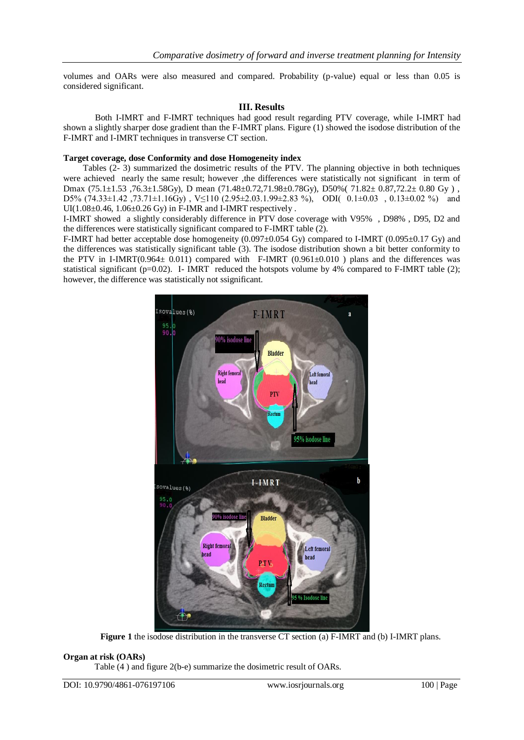volumes and OARs were also measured and compared. Probability (p-value) equal or less than 0.05 is considered significant.

## III. Results

Both I-IMRT and F-IMRT techniques had good result regarding PTV coverage, while I-IMRT had shown a slightly sharper dose gradient than the F-IMRT plans. Figure (1) showed the isodose distribution of the F-IMRT and I-IMRT techniques in transverse CT section.

**Target coverage, dose Conformity and dose Homogeneity index**

Tables (2- 3) summarized the dosimetric results of the PTV. The planning objective in both techniques were achieved nearly the same result; however ,the differences were statistically not significant in term of Dmax (75.1±1.53 ,76.3±1.58Gy), D mean (71.48±0.72,71.98±0.78Gy), D50%( 71.82± 0.87,72.2± 0.80 Gy ) , D5% (74.33±1.42 ,73.71±1.16Gy) , V≤110 (2.95±2.03.1.99±2.83 %), ODI( 0.1±0.03 , 0.13±0.02 %) and UI(1.08±0.46, 1.06±0.26 Gy) in F-IMR and I-IMRT respectively .

I-IMRT showed a slightly considerably difference in PTV dose coverage with V95% , D98% , D95, D2 and the differences were statistically significant compared to F-IMRT table (2).

F-IMRT had better acceptable dose homogeneity (0.097±0.054 Gy) compared to I-IMRT (0.095±0.17 Gy) and the differences was statistically significant table (3). The isodose distribution shown a bit better conformity to the PTV in I-IMRT(0.964± 0.011) compared with F-IMRT (0.961±0.010 ) plans and the differences was statistical significant (p=0.02). I- IMRT reduced the hotspots volume by 4% compared to F-IMRT table (2); however, the difference was statistically not ssignificant.

**Figure 1** the isodose distribution in the transverse CT section (a) F-IMRT and (b) I-IMRT plans.

**Organ at risk (OARs)**

Table (4 ) and figure 2(b-e) summarize the dosimetric result of OARs.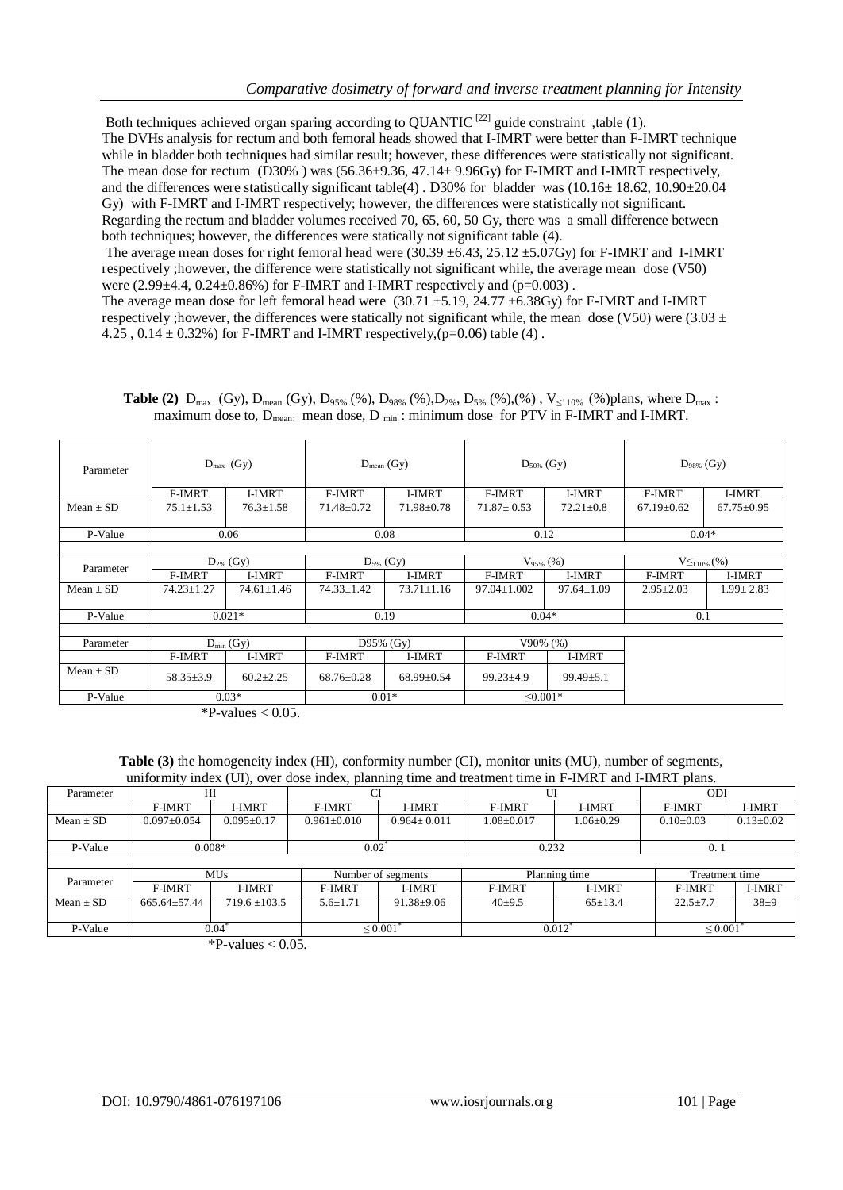Both techniques achieved organ sparing according to QUANTIC [22] guide constraint ,table (1).
The DVHs analysis for rectum and both femoral heads showed that I-IMRT were better than F-IMRT technique while in bladder both techniques had similar result; however, these differences were statistically not significant. The mean dose for rectum (D30% ) was (56.36±9.36, 47.14± 9.96Gy) for F-IMRT and I-IMRT respectively, and the differences were statistically significant table(4) . D30% for bladder was (10.16± 18.62, 10.90±20.04 Gy) with F-IMRT and I-IMRT respectively; however, the differences were statistically not significant. Regarding the rectum and bladder volumes received 70, 65, 60, 50 Gy, there was a small difference between both techniques; however, the differences were statically not significant table (4).
The average mean doses for right femoral head were (30.39 ±6.43, 25.12 ±5.07Gy) for F-IMRT and I-IMRT respectively ;however, the difference were statistically not significant while, the average mean dose (V50) were (2.99±4.4, 0.24±0.86%) for F-IMRT and I-IMRT respectively and (p=0.003) .
The average mean dose for left femoral head were (30.71 ±5.19, 24.77 ±6.38Gy) for F-IMRT and I-IMRT respectively ;however, the differences were statically not significant while, the mean dose (V50) were (3.03 ± 4.25 , 0.14 ± 0.32%) for F-IMRT and I-IMRT respectively,(p=0.06) table (4) .

**Table (2)** $D_{max}$ (Gy), $D_{mean}$ (Gy), $D_{95\%}$ (%), $D_{98\%}$ (%),$D_{2\%}$, $D_{5\%}$ (%),(%) , $V_{\leq 110\%}$ (%)plans, where $D_{max}$ : maximum dose to, $D_{mean}$: mean dose, $D_{min}$ : minimum dose for PTV in F-IMRT and I-IMRT.

| Parameter | $D_{max}$ (Gy) | | $D_{mean}$ (Gy) | | $D_{50\%}$ (Gy) | | $D_{98\%}$ (Gy) | |
|---|---|---|---|---|---|---|---|---|
| | F-IMRT | I-IMRT | F-IMRT | I-IMRT | F-IMRT | I-IMRT | F-IMRT | I-IMRT |
| Mean ± SD | 75.1±1.53 | 76.3±1.58 | 71.48±0.72 | 71.98±0.78 | 71.87± 0.53 | 72.21±0.8 | 67.19±0.62 | 67.75±0.95 |
| P-Value | 0.06 | | 0.08 | | 0.12 | | 0.04* | |
| Parameter | $D_{2\%}$ (Gy) | | $D_{5\%}$ (Gy) | | $V_{95\%}$ (%) | | $V_{\leq 110\%}$ (%) | |
| | F-IMRT | I-IMRT | F-IMRT | I-IMRT | F-IMRT | I-IMRT | F-IMRT | I-IMRT |
| Mean ± SD | 74.23±1.27 | 74.61±1.46 | 74.33±1.42 | 73.71±1.16 | 97.04±1.002 | 97.64±1.09 | 2.95±2.03 | 1.99± 2.83 |
| P-Value | 0.021* | | 0.19 | | 0.04* | | 0.1 | |
| Parameter | $D_{min}$ (Gy) | | D95% (Gy) | | V90% (%) | | | |
| | F-IMRT | I-IMRT | F-IMRT | I-IMRT | F-IMRT | I-IMRT | | |
| Mean ± SD | 58.35±3.9 | 60.2±2.25 | 68.76±0.28 | 68.99±0.54 | 99.23±4.9 | 99.49±5.1 | | |
| P-Value | 0.03* | | 0.01* | | ≤0.001* | | | |

*P-values < 0.05.

**Table (3)** the homogeneity index (HI), conformity number (CI), monitor units (MU), number of segments, uniformity index (UI), over dose index, planning time and treatment time in F-IMRT and I-IMRT plans.

| Parameter | HI | | CI | | UI | | ODI | |
|---|---|---|---|---|---|---|---|---|
| | F-IMRT | I-IMRT | F-IMRT | I-IMRT | F-IMRT | I-IMRT | F-IMRT | I-IMRT |
| Mean ± SD | 0.097±0.054 | 0.095±0.17 | 0.961±0.010 | 0.964± 0.011 | 1.08±0.017 | 1.06±0.29 | 0.10±0.03 | 0.13±0.02 |
| P-Value | 0.008* | | 0.02* | | 0.232 | | 0. 1 | |
| Parameter | MUs | | Number of segments | | Planning time | | Treatment time | |
| | F-IMRT | I-IMRT | F-IMRT | I-IMRT | F-IMRT | I-IMRT | F-IMRT | I-IMRT |
| Mean ± SD | 665.64±57.44 | 719.6 ±103.5 | 5.6±1.71 | 91.38±9.06 | 40±9.5 | 65±13.4 | 22.5±7.7 | 38±9 |
| P-Value | 0.04* | | ≤ 0.001* | | 0.012* | | ≤ 0.001* | |

*P-values < 0.05.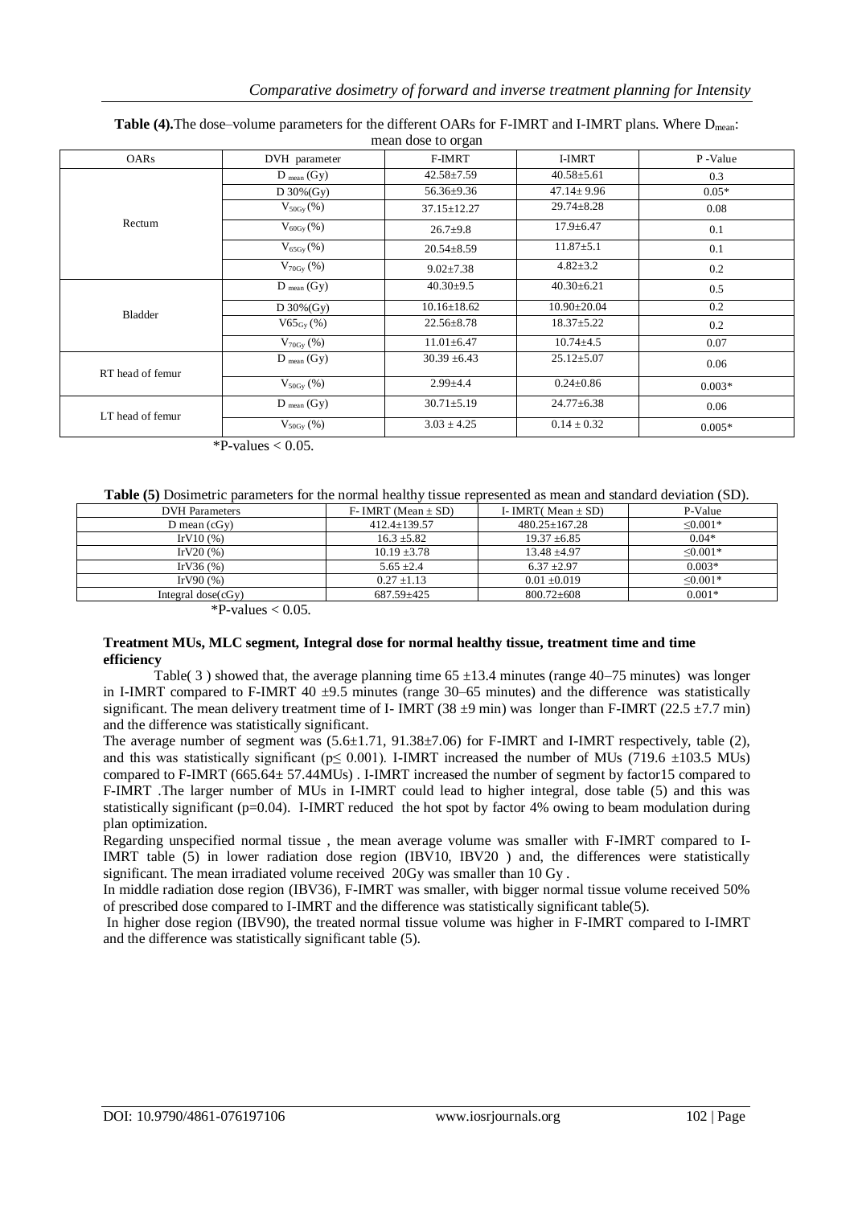**Table (4).** The dose–volume parameters for the different OARs for F-IMRT and I-IMRT plans. Where $D_{mean}$: mean dose to organ

| OARs | DVH parameter | F-IMRT | I-IMRT | P -Value |
|---|---|---|---|---|
| Rectum | $D_{mean}$ (Gy) | 42.58±7.59 | 40.58±5.61 | 0.3 |
| | D 30%(Gy) | 56.36±9.36 | 47.14± 9.96 | 0.05* |
| | $V_{50Gy}$ (%) | 37.15±12.27 | 29.74±8.28 | 0.08 |
| | $V_{60Gy}$ (%) | 26.7±9.8 | 17.9±6.47 | 0.1 |
| | $V_{65Gy}$ (%) | 20.54±8.59 | 11.87±5.1 | 0.1 |
| | $V_{70Gy}$ (%) | 9.02±7.38 | 4.82±3.2 | 0.2 |
| Bladder | $D_{mean}$ (Gy) | 40.30±9.5 | 40.30±6.21 | 0.5 |
| | D 30%(Gy) | 10.16±18.62 | 10.90±20.04 | 0.2 |
| | $V65_{Gy}$ (%) | 22.56±8.78 | 18.37±5.22 | 0.2 |
| | $V_{70Gy}$ (%) | 11.01±6.47 | 10.74±4.5 | 0.07 |
| RT head of femur | $D_{mean}$ (Gy) | 30.39 ±6.43 | 25.12±5.07 | 0.06 |
| | $V_{50Gy}$ (%) | 2.99±4.4 | 0.24±0.86 | 0.003* |
| LT head of femur | $D_{mean}$ (Gy) | 30.71±5.19 | 24.77±6.38 | 0.06 |
| | $V_{50Gy}$ (%) | 3.03 ± 4.25 | 0.14 ± 0.32 | 0.005* |

*P-values < 0.05.

**Table (5)** Dosimetric parameters for the normal healthy tissue represented as mean and standard deviation (SD).

| DVH Parameters | F- IMRT (Mean ± SD) | I- IMRT( Mean ± SD) | P-Value |
|---|---|---|---|
| D mean (cGy) | 412.4±139.57 | 480.25±167.28 | ≤0.001* |
| IrV10 (%) | 16.3 ±5.82 | 19.37 ±6.85 | 0.04* |
| IrV20 (%) | 10.19 ±3.78 | 13.48 ±4.97 | ≤0.001* |
| IrV36 (%) | 5.65 ±2.4 | 6.37 ±2.97 | 0.003* |
| IrV90 (%) | 0.27 ±1.13 | 0.01 ±0.019 | ≤0.001* |
| Integral dose(cGy) | 687.59±425 | 800.72±608 | 0.001* |

*P-values < 0.05.

**Treatment MUs, MLC segment, Integral dose for normal healthy tissue, treatment time and time efficiency**

Table( 3 ) showed that, the average planning time 65 ±13.4 minutes (range 40–75 minutes) was longer in I-IMRT compared to F-IMRT 40 ±9.5 minutes (range 30–65 minutes) and the difference was statistically significant. The mean delivery treatment time of I- IMRT (38 ±9 min) was longer than F-IMRT (22.5 ±7.7 min) and the difference was statistically significant.

The average number of segment was (5.6±1.71, 91.38±7.06) for F-IMRT and I-IMRT respectively, table (2), and this was statistically significant ($p \leq 0.001$). I-IMRT increased the number of MUs (719.6 ±103.5 MUs) compared to F-IMRT (665.64± 57.44MUs) . I-IMRT increased the number of segment by factor15 compared to F-IMRT .The larger number of MUs in I-IMRT could lead to higher integral, dose table (5) and this was statistically significant (p=0.04). I-IMRT reduced the hot spot by factor 4% owing to beam modulation during plan optimization.

Regarding unspecified normal tissue , the mean average volume was smaller with F-IMRT compared to I-IMRT table (5) in lower radiation dose region (IBV10, IBV20 ) and, the differences were statistically significant. The mean irradiated volume received 20Gy was smaller than 10 Gy .

In middle radiation dose region (IBV36), F-IMRT was smaller, with bigger normal tissue volume received 50% of prescribed dose compared to I-IMRT and the difference was statistically significant table(5).

In higher dose region (IBV90), the treated normal tissue volume was higher in F-IMRT compared to I-IMRT and the difference was statistically significant table (5).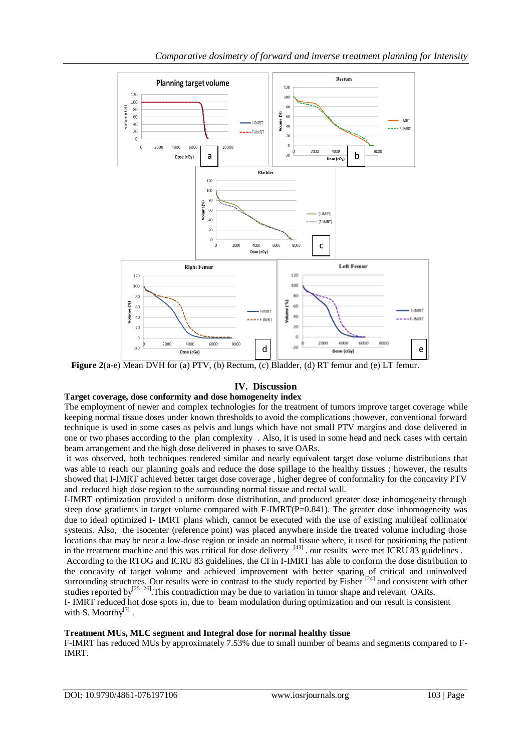**Figure 2**(a-e) Mean DVH for (a) PTV, (b) Rectum, (c) Bladder, (d) RT femur and (e) LT femur.

## IV. Discussion

### Target coverage, dose conformity and dose homogeneity index

The employment of newer and complex technologies for the treatment of tumors improve target coverage while keeping normal tissue doses under known thresholds to avoid the complications ;however, conventional forward technique is used in some cases as pelvis and lungs which have not small PTV margins and dose delivered in one or two phases according to the plan complexity . Also, it is used in some head and neck cases with certain beam arrangement and the high dose delivered in phases to save OARs.

it was observed, both techniques rendered similar and nearly equivalent target dose volume distributions that was able to reach our planning goals and reduce the dose spillage to the healthy tissues ; however, the results showed that I-IMRT achieved better target dose coverage , higher degree of conformality for the concavity PTV and reduced high dose region to the surrounding normal tissue and rectal wall.

I-IMRT optimization provided a uniform dose distribution, and produced greater dose inhomogeneity through steep dose gradients in target volume compared with F-IMRT(P=0.841). The greater dose inhomogeneity was due to ideal optimized I- IMRT plans which, cannot be executed with the use of existing multileaf collimator systems. Also, the isocenter (reference point) was placed anywhere inside the treated volume including those locations that may be near a low-dose region or inside an normal tissue where, it used for positioning the patient in the treatment machine and this was critical for dose delivery [43] . our results were met ICRU 83 guidelines .

According to the RTOG and ICRU 83 guidelines, the CI in I-IMRT has able to conform the dose distribution to the concavity of target volume and achieved improvement with better sparing of critical and uninvolved surrounding structures. Our results were in contrast to the study reported by Fisher [24] and consistent with other studies reported by[25- 26].This contradiction may be due to variation in tumor shape and relevant OARs.

I- IMRT reduced hot dose spots in, due to beam modulation during optimization and our result is consistent with S. Moorthy[7] .

### Treatment MUs, MLC segment and Integral dose for normal healthy tissue

F-IMRT has reduced MUs by approximately 7.53% due to small number of beams and segments compared to F-IMRT.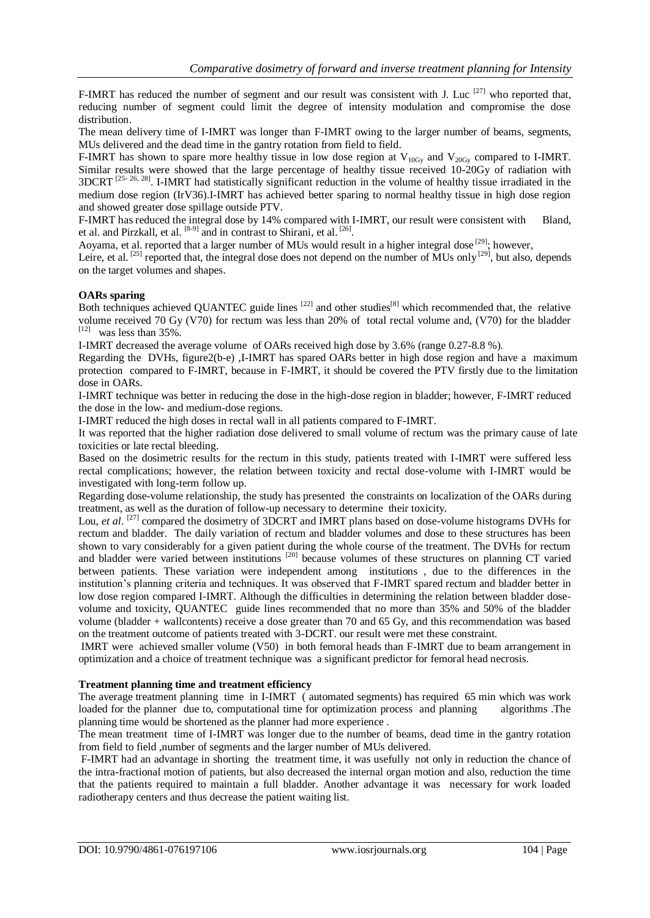F-IMRT has reduced the number of segment and our result was consistent with J. Luc [27] who reported that, reducing number of segment could limit the degree of intensity modulation and compromise the dose distribution.

The mean delivery time of I-IMRT was longer than F-IMRT owing to the larger number of beams, segments, MUs delivered and the dead time in the gantry rotation from field to field.

F-IMRT has shown to spare more healthy tissue in low dose region at $V_{10Gy}$ and $V_{20Gy}$ compared to I-IMRT. Similar results were showed that the large percentage of healthy tissue received 10-20Gy of radiation with 3DCRT [25- 26, 28]. I-IMRT had statistically significant reduction in the volume of healthy tissue irradiated in the medium dose region (IrV36).I-IMRT has achieved better sparing to normal healthy tissue in high dose region and showed greater dose spillage outside PTV.

F-IMRT has reduced the integral dose by 14% compared with I-IMRT, our result were consistent with Bland, et al. and Pirzkall, et al. [8-9] and in contrast to Shirani, et al. [26].

Aoyama, et al. reported that a larger number of MUs would result in a higher integral dose [29]; however, Leire, et al. [25] reported that, the integral dose does not depend on the number of MUs only [29], but also, depends on the target volumes and shapes.

**OARs sparing**

Both techniques achieved QUANTEC guide lines [22] and other studies[8] which recommended that, the relative volume received 70 Gy (V70) for rectum was less than 20% of total rectal volume and, (V70) for the bladder [12] was less than 35%.

I-IMRT decreased the average volume of OARs received high dose by 3.6% (range 0.27-8.8 %).

Regarding the DVHs, figure2(b-e) ,I-IMRT has spared OARs better in high dose region and have a maximum protection compared to F-IMRT, because in F-IMRT, it should be covered the PTV firstly due to the limitation dose in OARs.

I-IMRT technique was better in reducing the dose in the high-dose region in bladder; however, F-IMRT reduced the dose in the low- and medium-dose regions.

I-IMRT reduced the high doses in rectal wall in all patients compared to F-IMRT.

It was reported that the higher radiation dose delivered to small volume of rectum was the primary cause of late toxicities or late rectal bleeding.

Based on the dosimetric results for the rectum in this study, patients treated with I-IMRT were suffered less rectal complications; however, the relation between toxicity and rectal dose-volume with I-IMRT would be investigated with long-term follow up.

Regarding dose-volume relationship, the study has presented the constraints on localization of the OARs during treatment, as well as the duration of follow-up necessary to determine their toxicity.

Lou, *et al*. [27] compared the dosimetry of 3DCRT and IMRT plans based on dose-volume histograms DVHs for rectum and bladder. The daily variation of rectum and bladder volumes and dose to these structures has been shown to vary considerably for a given patient during the whole course of the treatment. The DVHs for rectum and bladder were varied between institutions [20] because volumes of these structures on planning CT varied between patients. These variation were independent among institutions , due to the differences in the institution's planning criteria and techniques. It was observed that F-IMRT spared rectum and bladder better in low dose region compared I-IMRT. Although the difficulties in determining the relation between bladder dose-volume and toxicity, QUANTEC guide lines recommended that no more than 35% and 50% of the bladder volume (bladder + wallcontents) receive a dose greater than 70 and 65 Gy, and this recommendation was based on the treatment outcome of patients treated with 3-DCRT. our result were met these constraint.

IMRT were achieved smaller volume (V50) in both femoral heads than F-IMRT due to beam arrangement in optimization and a choice of treatment technique was a significant predictor for femoral head necrosis.

**Treatment planning time and treatment efficiency**

The average treatment planning time in I-IMRT ( automated segments) has required 65 min which was work loaded for the planner due to, computational time for optimization process and planning algorithms .The planning time would be shortened as the planner had more experience .

The mean treatment time of I-IMRT was longer due to the number of beams, dead time in the gantry rotation from field to field ,number of segments and the larger number of MUs delivered.

F-IMRT had an advantage in shorting the treatment time, it was usefully not only in reduction the chance of the intra-fractional motion of patients, but also decreased the internal organ motion and also, reduction the time that the patients required to maintain a full bladder. Another advantage it was necessary for work loaded radiotherapy centers and thus decrease the patient waiting list.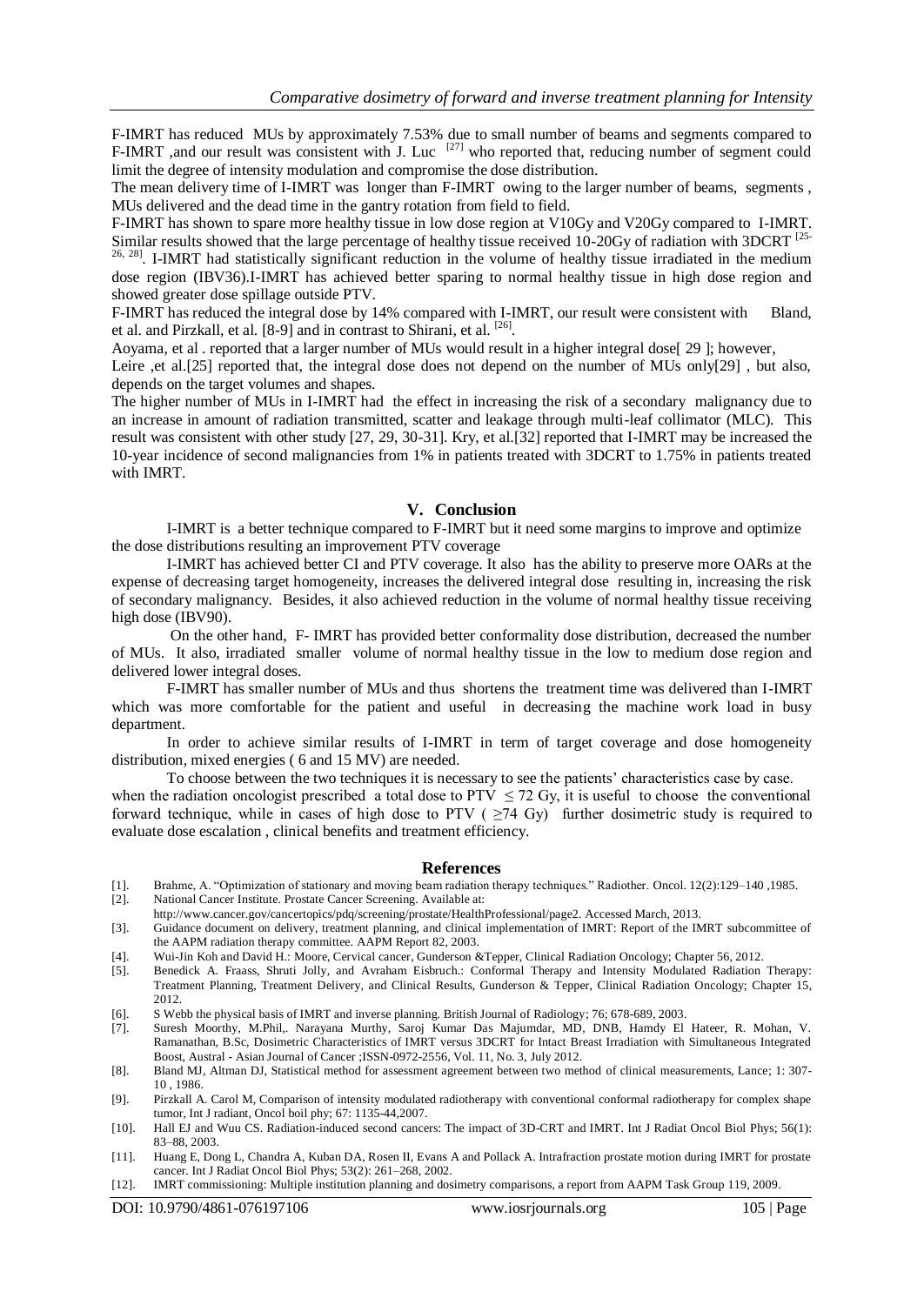F-IMRT has reduced MUs by approximately 7.53% due to small number of beams and segments compared to F-IMRT ,and our result was consistent with J. Luc [27] who reported that, reducing number of segment could limit the degree of intensity modulation and compromise the dose distribution.

The mean delivery time of I-IMRT was longer than F-IMRT owing to the larger number of beams, segments , MUs delivered and the dead time in the gantry rotation from field to field.

F-IMRT has shown to spare more healthy tissue in low dose region at V10Gy and V20Gy compared to I-IMRT. Similar results showed that the large percentage of healthy tissue received 10-20Gy of radiation with 3DCRT [25-26, 28]. I-IMRT had statistically significant reduction in the volume of healthy tissue irradiated in the medium dose region (IBV36).I-IMRT has achieved better sparing to normal healthy tissue in high dose region and showed greater dose spillage outside PTV.

F-IMRT has reduced the integral dose by 14% compared with I-IMRT, our result were consistent with Bland, et al. and Pirzkall, et al. [8-9] and in contrast to Shirani, et al. [26].

Aoyama, et al . reported that a larger number of MUs would result in a higher integral dose[ 29 ]; however,

Leire ,et al.[25] reported that, the integral dose does not depend on the number of MUs only[29] , but also, depends on the target volumes and shapes.

The higher number of MUs in I-IMRT had the effect in increasing the risk of a secondary malignancy due to an increase in amount of radiation transmitted, scatter and leakage through multi-leaf collimator (MLC). This result was consistent with other study [27, 29, 30-31]. Kry, et al.[32] reported that I-IMRT may be increased the 10-year incidence of second malignancies from 1% in patients treated with 3DCRT to 1.75% in patients treated with IMRT.

## V. Conclusion

I-IMRT is a better technique compared to F-IMRT but it need some margins to improve and optimize the dose distributions resulting an improvement PTV coverage

I-IMRT has achieved better CI and PTV coverage. It also has the ability to preserve more OARs at the expense of decreasing target homogeneity, increases the delivered integral dose resulting in, increasing the risk of secondary malignancy. Besides, it also achieved reduction in the volume of normal healthy tissue receiving high dose (IBV90).

On the other hand, F- IMRT has provided better conformality dose distribution, decreased the number of MUs. It also, irradiated smaller volume of normal healthy tissue in the low to medium dose region and delivered lower integral doses.

F-IMRT has smaller number of MUs and thus shortens the treatment time was delivered than I-IMRT which was more comfortable for the patient and useful in decreasing the machine work load in busy department.

In order to achieve similar results of I-IMRT in term of target coverage and dose homogeneity distribution, mixed energies ( 6 and 15 MV) are needed.

To choose between the two techniques it is necessary to see the patients' characteristics case by case. when the radiation oncologist prescribed a total dose to PTV $\leq 72$ Gy, it is useful to choose the conventional forward technique, while in cases of high dose to PTV ( $\geq 74$ Gy) further dosimetric study is required to evaluate dose escalation , clinical benefits and treatment efficiency.

## References

[1]. Brahme, A. "Optimization of stationary and moving beam radiation therapy techniques." Radiother. Oncol. 12(2):129–140 ,1985.

[2]. National Cancer Institute. Prostate Cancer Screening. Available at: http://www.cancer.gov/cancertopics/pdq/screening/prostate/HealthProfessional/page2. Accessed March, 2013.

[3]. Guidance document on delivery, treatment planning, and clinical implementation of IMRT: Report of the IMRT subcommittee of the AAPM radiation therapy committee. AAPM Report 82, 2003.

[4]. Wui-Jin Koh and David H.: Moore, Cervical cancer, Gunderson &Tepper, Clinical Radiation Oncology; Chapter 56, 2012.

[5]. Benedick A. Fraass, Shruti Jolly, and Avraham Eisbruch.: Conformal Therapy and Intensity Modulated Radiation Therapy: Treatment Planning, Treatment Delivery, and Clinical Results, Gunderson & Tepper, Clinical Radiation Oncology; Chapter 15, 2012.

[6]. S Webb the physical basis of IMRT and inverse planning. British Journal of Radiology; 76; 678-689, 2003.

[7]. Suresh Moorthy, M.Phil,. Narayana Murthy, Saroj Kumar Das Majumdar, MD, DNB, Hamdy El Hateer, R. Mohan, V. Ramanathan, B.Sc, Dosimetric Characteristics of IMRT versus 3DCRT for Intact Breast Irradiation with Simultaneous Integrated Boost, Austral - Asian Journal of Cancer ;ISSN-0972-2556, Vol. 11, No. 3, July 2012.

[8]. Bland MJ, Altman DJ, Statistical method for assessment agreement between two method of clinical measurements, Lance; 1: 307-10 , 1986.

[9]. Pirzkall A. Carol M, Comparison of intensity modulated radiotherapy with conventional conformal radiotherapy for complex shape tumor, Int J radiant, Oncol boil phy; 67: 1135-44,2007.

[10]. Hall EJ and Wuu CS. Radiation-induced second cancers: The impact of 3D-CRT and IMRT. Int J Radiat Oncol Biol Phys; 56(1): 83–88, 2003.

[11]. Huang E, Dong L, Chandra A, Kuban DA, Rosen II, Evans A and Pollack A. Intrafraction prostate motion during IMRT for prostate cancer. Int J Radiat Oncol Biol Phys; 53(2): 261–268, 2002.

[12]. IMRT commissioning: Multiple institution planning and dosimetry comparisons, a report from AAPM Task Group 119, 2009.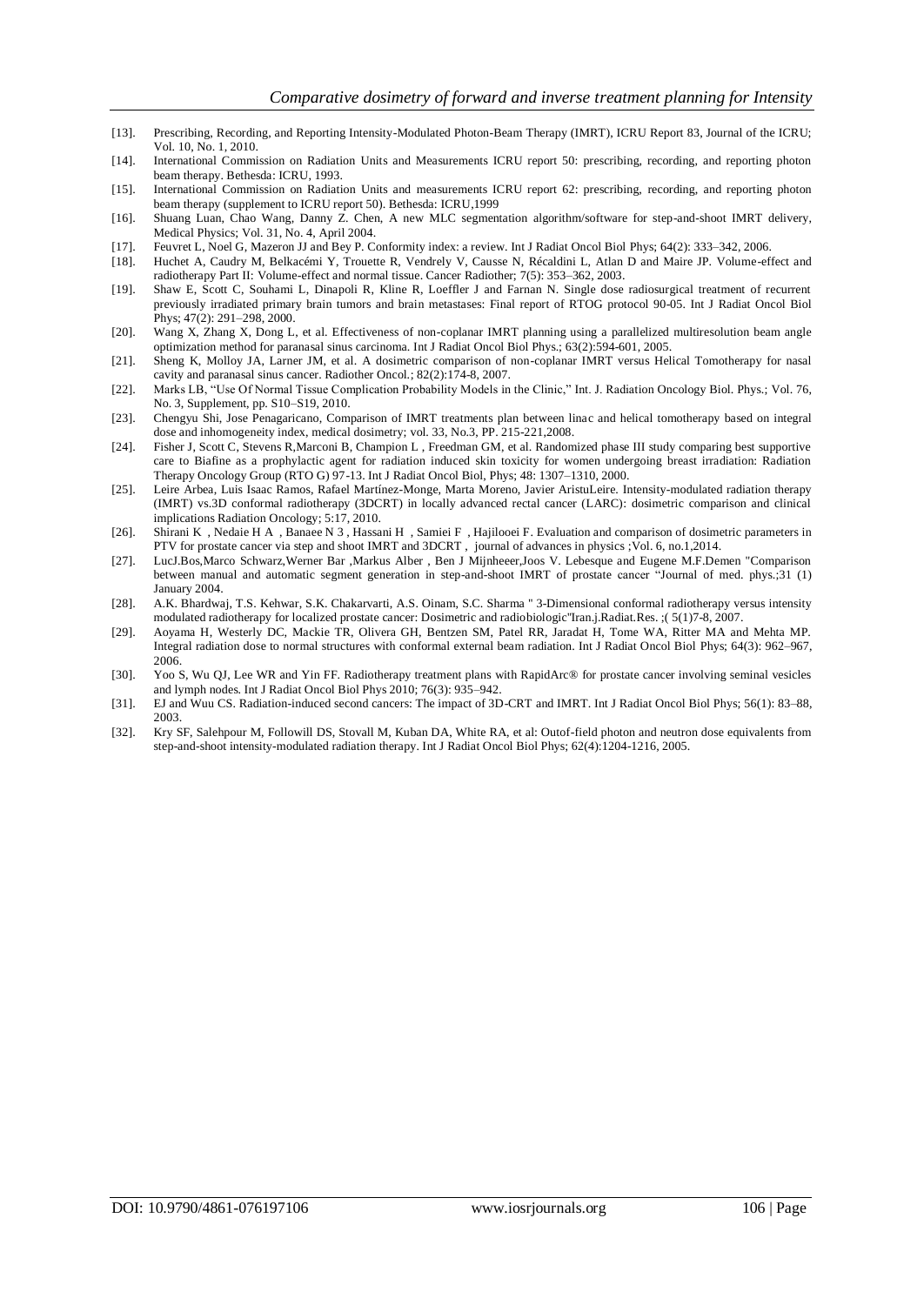[13]. Prescribing, Recording, and Reporting Intensity-Modulated Photon-Beam Therapy (IMRT), ICRU Report 83, Journal of the ICRU; Vol. 10, No. 1, 2010.

[14]. International Commission on Radiation Units and Measurements ICRU report 50: prescribing, recording, and reporting photon beam therapy. Bethesda: ICRU, 1993.

[15]. International Commission on Radiation Units and measurements ICRU report 62: prescribing, recording, and reporting photon beam therapy (supplement to ICRU report 50). Bethesda: ICRU,1999

[16]. Shuang Luan, Chao Wang, Danny Z. Chen, A new MLC segmentation algorithm/software for step-and-shoot IMRT delivery, Medical Physics; Vol. 31, No. 4, April 2004.

[17]. Feuvret L, Noel G, Mazeron JJ and Bey P. Conformity index: a review. Int J Radiat Oncol Biol Phys; 64(2): 333–342, 2006.

[18]. Huchet A, Caudry M, Belkacémi Y, Trouette R, Vendrely V, Causse N, Récaldini L, Atlan D and Maire JP. Volume-effect and radiotherapy Part II: Volume-effect and normal tissue. Cancer Radiother; 7(5): 353–362, 2003.

[19]. Shaw E, Scott C, Souhami L, Dinapoli R, Kline R, Loeffler J and Farnan N. Single dose radiosurgical treatment of recurrent previously irradiated primary brain tumors and brain metastases: Final report of RTOG protocol 90-05. Int J Radiat Oncol Biol Phys; 47(2): 291–298, 2000.

[20]. Wang X, Zhang X, Dong L, et al. Effectiveness of non-coplanar IMRT planning using a parallelized multiresolution beam angle optimization method for paranasal sinus carcinoma. Int J Radiat Oncol Biol Phys.; 63(2):594-601, 2005.

[21]. Sheng K, Molloy JA, Larner JM, et al. A dosimetric comparison of non-coplanar IMRT versus Helical Tomotherapy for nasal cavity and paranasal sinus cancer. Radiother Oncol.; 82(2):174-8, 2007.

[22]. Marks LB, "Use Of Normal Tissue Complication Probability Models in the Clinic," Int. J. Radiation Oncology Biol. Phys.; Vol. 76, No. 3, Supplement, pp. S10–S19, 2010.

[23]. Chengyu Shi, Jose Penagaricano, Comparison of IMRT treatments plan between linac and helical tomotherapy based on integral dose and inhomogeneity index, medical dosimetry; vol. 33, No.3, PP. 215-221,2008.

[24]. Fisher J, Scott C, Stevens R,Marconi B, Champion L , Freedman GM, et al. Randomized phase III study comparing best supportive care to Biafine as a prophylactic agent for radiation induced skin toxicity for women undergoing breast irradiation: Radiation Therapy Oncology Group (RTO G) 97-13. Int J Radiat Oncol Biol, Phys; 48: 1307–1310, 2000.

[25]. Leire Arbea, Luis Isaac Ramos, Rafael Martínez-Monge, Marta Moreno, Javier AristuLeire. Intensity-modulated radiation therapy (IMRT) vs.3D conformal radiotherapy (3DCRT) in locally advanced rectal cancer (LARC): dosimetric comparison and clinical implications Radiation Oncology; 5:17, 2010.

[26]. Shirani K , Nedaie H A , Banaee N 3 , Hassani H , Samiei F , Hajilooei F. Evaluation and comparison of dosimetric parameters in PTV for prostate cancer via step and shoot IMRT and 3DCRT , journal of advances in physics ;Vol. 6, no.1,2014.

[27]. LucJ.Bos,Marco Schwarz,Werner Bar ,Markus Alber , Ben J Mijnheeer,Joos V. Lebesque and Eugene M.F.Demen "Comparison between manual and automatic segment generation in step-and-shoot IMRT of prostate cancer "Journal of med. phys.;31 (1) January 2004.

[28]. A.K. Bhardwaj, T.S. Kehwar, S.K. Chakarvarti, A.S. Oinam, S.C. Sharma " 3-Dimensional conformal radiotherapy versus intensity modulated radiotherapy for localized prostate cancer: Dosimetric and radiobiologic"Iran.j.Radiat.Res. ;( 5(1)7-8, 2007.

[29]. Aoyama H, Westerly DC, Mackie TR, Olivera GH, Bentzen SM, Patel RR, Jaradat H, Tome WA, Ritter MA and Mehta MP. Integral radiation dose to normal structures with conformal external beam radiation. Int J Radiat Oncol Biol Phys; 64(3): 962–967, 2006.

[30]. Yoo S, Wu QJ, Lee WR and Yin FF. Radiotherapy treatment plans with RapidArc® for prostate cancer involving seminal vesicles and lymph nodes. Int J Radiat Oncol Biol Phys 2010; 76(3): 935–942.

[31]. EJ and Wuu CS. Radiation-induced second cancers: The impact of 3D-CRT and IMRT. Int J Radiat Oncol Biol Phys; 56(1): 83–88, 2003.

[32]. Kry SF, Salehpour M, Followill DS, Stovall M, Kuban DA, White RA, et al: Outof-field photon and neutron dose equivalents from step-and-shoot intensity-modulated radiation therapy. Int J Radiat Oncol Biol Phys; 62(4):1204-1216, 2005.